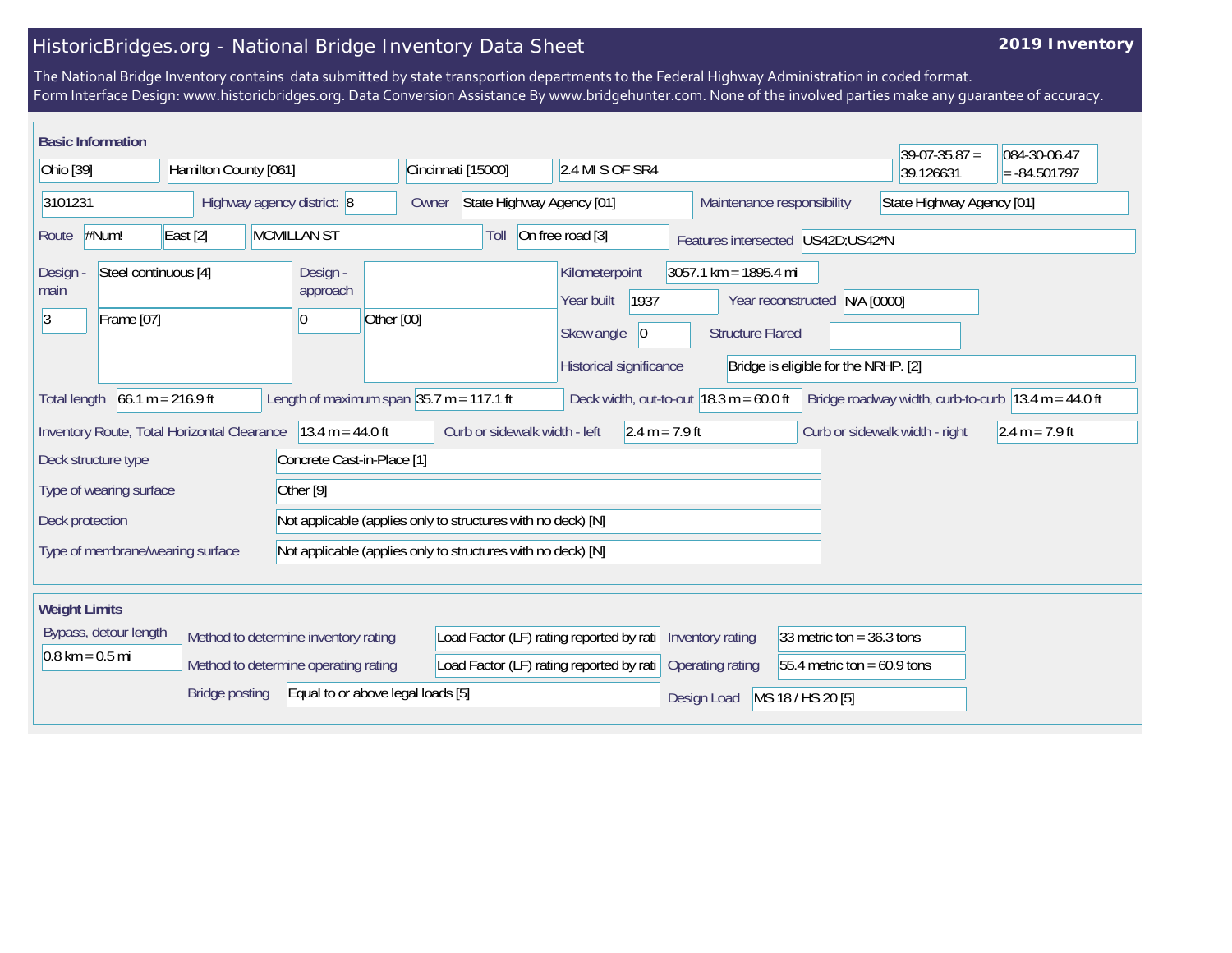# HistoricBridges.org - National Bridge Inventory Data Sheet

**2019 Inventory**

The National Bridge Inventory contains data submitted by state transportion departments to the Federal Highway Administration in coded format.
Form Interface Design: www.historicbridges.org. Data Conversion Assistance By www.bridgehunter.com. None of the involved parties make any guarantee of accuracy.

## Basic Information

| | |
|---|---|
| State | Ohio [39] |
| County | Hamilton County [061] |
| Place | Cincinnati [15000] |
| Location | 2.4 MI S OF SR4 |
| Latitude | 39-07-35.87 = 39.126631 |
| Longitude | 084-30-06.47 = -84.501797 |
| Structure number | 3101231 |
| Highway agency district | 8 |
| Owner | State Highway Agency [01] |
| Maintenance responsibility | State Highway Agency [01] |
| Route | #Num! |
| Direction | East [2] |
| Facility carried | MCMILLAN ST |
| Toll | On free road [3] |
| Features intersected | US42D;US42*N |
| Design - main | Steel continuous [4] |
| Number of main spans | 3 |
| Main type | Frame [07] |
| Design - approach | |
| Number of approach spans | 0 |
| Approach type | Other [00] |
| Kilometerpoint | 3057.1 km = 1895.4 mi |
| Year built | 1937 |
| Year reconstructed | N/A [0000] |
| Skew angle | 0 |
| Structure Flared | |
| Historical significance | Bridge is eligible for the NRHP. [2] |
| Total length | 66.1 m = 216.9 ft |
| Length of maximum span | 35.7 m = 117.1 ft |
| Deck width, out-to-out | 18.3 m = 60.0 ft |
| Bridge roadway width, curb-to-curb | 13.4 m = 44.0 ft |
| Inventory Route, Total Horizontal Clearance | 13.4 m = 44.0 ft |
| Curb or sidewalk width - left | 2.4 m = 7.9 ft |
| Curb or sidewalk width - right | 2.4 m = 7.9 ft |
| Deck structure type | Concrete Cast-in-Place [1] |
| Type of wearing surface | Other [9] |
| Deck protection | Not applicable (applies only to structures with no deck) [N] |
| Type of membrane/wearing surface | Not applicable (applies only to structures with no deck) [N] |

## Weight Limits

| | |
|---|---|
| Bypass, detour length | 0.8 km = 0.5 mi |
| Method to determine inventory rating | Load Factor (LF) rating reported by rati |
| Method to determine operating rating | Load Factor (LF) rating reported by rati |
| Bridge posting | Equal to or above legal loads [5] |
| Inventory rating | 33 metric ton = 36.3 tons |
| Operating rating | 55.4 metric ton = 60.9 tons |
| Design Load | MS 18 / HS 20 [5] |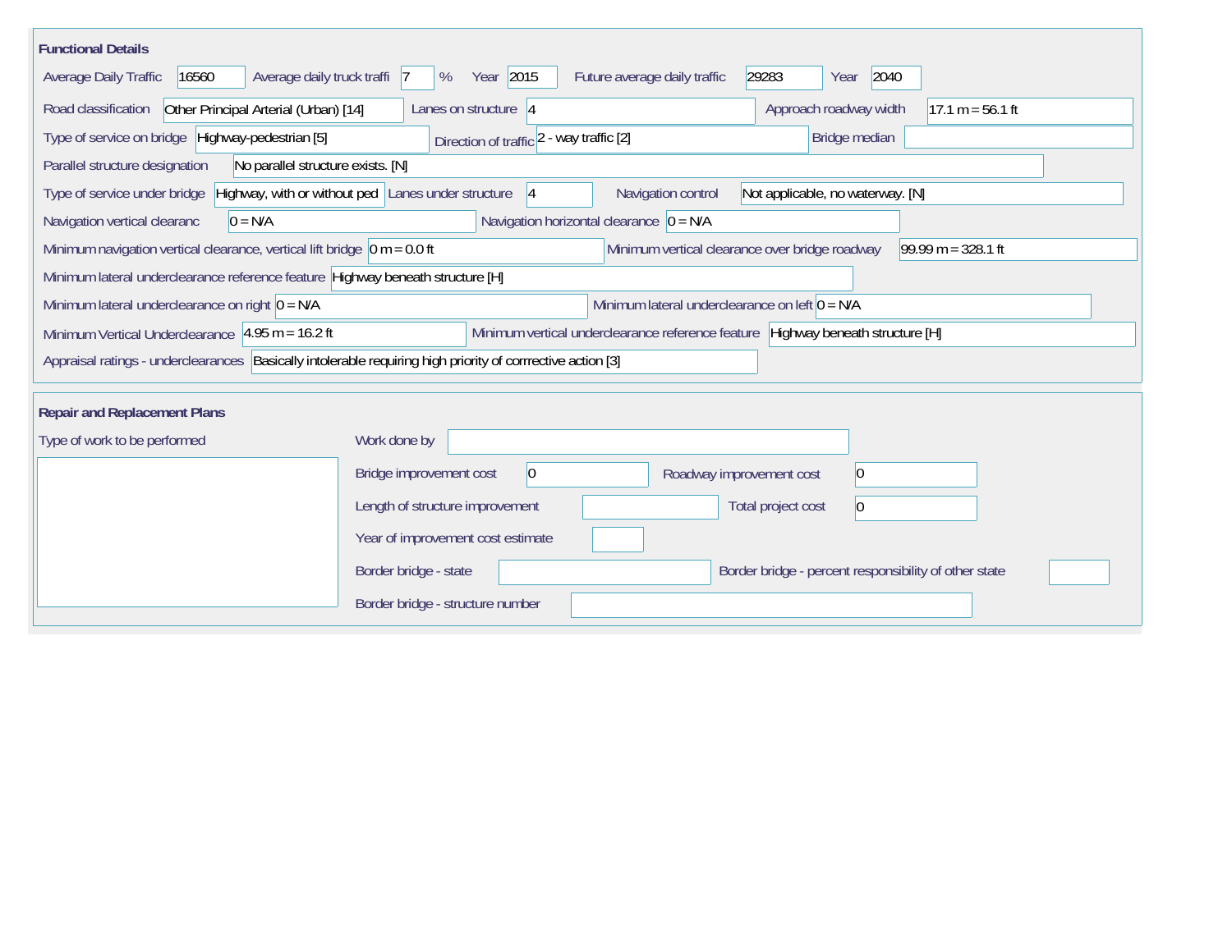## Functional Details

| Field | Value |
| --- | --- |
| Average Daily Traffic | 16560 |
| Average daily truck traffi | 7 % |
| Year | 2015 |
| Future average daily traffic | 29283 |
| Year | 2040 |
| Road classification | Other Principal Arterial (Urban) [14] |
| Lanes on structure | 4 |
| Approach roadway width | 17.1 m = 56.1 ft |
| Type of service on bridge | Highway-pedestrian [5] |
| Direction of traffic | 2 - way traffic [2] |
| Bridge median | |
| Parallel structure designation | No parallel structure exists. [N] |
| Type of service under bridge | Highway, with or without ped |
| Lanes under structure | 4 |
| Navigation control | Not applicable, no waterway. [N] |
| Navigation vertical clearanc | 0 = N/A |
| Navigation horizontal clearance | 0 = N/A |
| Minimum navigation vertical clearance, vertical lift bridge | 0 m = 0.0 ft |
| Minimum vertical clearance over bridge roadway | 99.99 m = 328.1 ft |
| Minimum lateral underclearance reference feature | Highway beneath structure [H] |
| Minimum lateral underclearance on right | 0 = N/A |
| Minimum lateral underclearance on left | 0 = N/A |
| Minimum Vertical Underclearance | 4.95 m = 16.2 ft |
| Minimum vertical underclearance reference feature | Highway beneath structure [H] |
| Appraisal ratings - underclearances | Basically intolerable requiring high priority of corrrective action [3] |

## Repair and Replacement Plans

| Field | Value |
| --- | --- |
| Type of work to be performed | |
| Work done by | |
| Bridge improvement cost | 0 |
| Roadway improvement cost | 0 |
| Length of structure improvement | |
| Total project cost | 0 |
| Year of improvement cost estimate | |
| Border bridge - state | |
| Border bridge - percent responsibility of other state | |
| Border bridge - structure number | |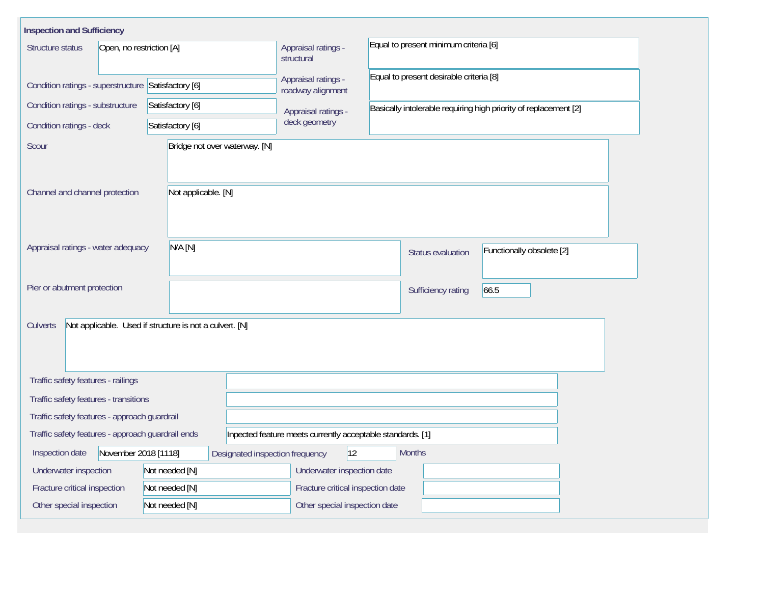## Inspection and Sufficiency

| Field | Value |
|---|---|
| Structure status | Open, no restriction [A] |
| Appraisal ratings - structural | Equal to present minimum criteria [6] |
| Condition ratings - superstructure | Satisfactory [6] |
| Appraisal ratings - roadway alignment | Equal to present desirable criteria [8] |
| Condition ratings - substructure | Satisfactory [6] |
| Appraisal ratings - deck geometry | Basically intolerable requiring high priority of replacement [2] |
| Condition ratings - deck | Satisfactory [6] |
| Scour | Bridge not over waterway. [N] |
| Channel and channel protection | Not applicable. [N] |
| Appraisal ratings - water adequacy | N/A [N] |
| Status evaluation | Functionally obsolete [2] |
| Pier or abutment protection | |
| Sufficiency rating | 66.5 |
| Culverts | Not applicable.  Used if structure is not a culvert. [N] |
| Traffic safety features - railings | |
| Traffic safety features - transitions | |
| Traffic safety features - approach guardrail | |
| Traffic safety features - approach guardrail ends | Inpected feature meets currently acceptable standards. [1] |
| Inspection date | November 2018 [1118] |
| Designated inspection frequency | 12 Months |
| Underwater inspection | Not needed [N] |
| Underwater inspection date | |
| Fracture critical inspection | Not needed [N] |
| Fracture critical inspection date | |
| Other special inspection | Not needed [N] |
| Other special inspection date | |